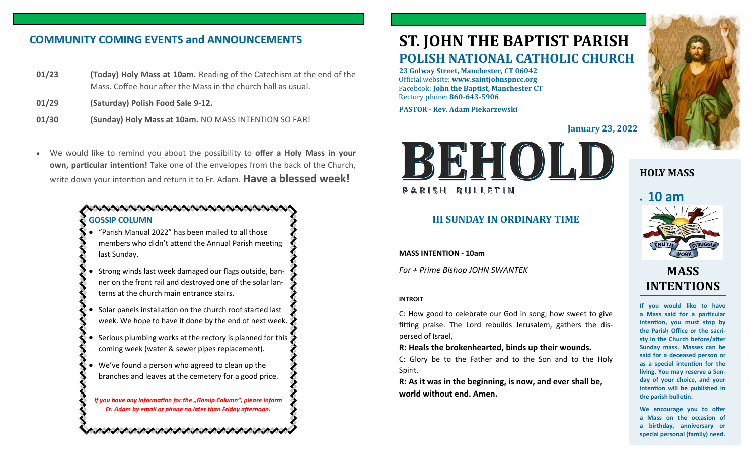## COMMUNITY COMING EVENTS and ANNOUNCEMENTS

**01/23** **(Today) Holy Mass at 10am.** Reading of the Catechism at the end of the Mass. Coffee hour after the Mass in the church hall as usual.

**01/29** **(Saturday) Polish Food Sale 9-12.**

**01/30** **(Sunday) Holy Mass at 10am.** NO MASS INTENTION SO FAR!

- We would like to remind you about the possibility to **offer a Holy Mass in your own, particular intention!** Take one of the envelopes from the back of the Church, write down your intention and return it to Fr. Adam. **Have a blessed week!**

### GOSSIP COLUMN

- "Parish Manual 2022" has been mailed to all those members who didn't attend the Annual Parish meeting last Sunday.
- Strong winds last week damaged our flags outside, banner on the front rail and destroyed one of the solar lanterns at the church main entrance stairs.
- Solar panels installation on the church roof started last week. We hope to have it done by the end of next week.
- Serious plumbing works at the rectory is planned for this coming week (water & sewer pipes replacement).
- We've found a person who agreed to clean up the branches and leaves at the cemetery for a good price.

*If you have any information for the „Gossip Column", please inform Fr. Adam by email or phone no later than Friday afternoon.*

# ST. JOHN THE BAPTIST PARISH
## POLISH NATIONAL CATHOLIC CHURCH

**23 Golway Street, Manchester, CT 06042**
Official website: **www.saintjohnspncc.org**
Facebook: **John the Baptist, Manchester CT**
Rectory phone: **860-643-5906**

**PASTOR - Rev. Adam Piekarzewski**

**January 23, 2022**

# BEHOLD
PARISH BULLETIN

### III SUNDAY IN ORDINARY TIME

**MASS INTENTION - 10am**

*For + Prime Bishop JOHN SWANTEK*

**INTROIT**

C: How good to celebrate our God in song; how sweet to give fitting praise. The Lord rebuilds Jerusalem, gathers the dispersed of Israel,

**R: Heals the brokenhearted, binds up their wounds.**

C: Glory be to the Father and to the Son and to the Holy Spirit.

**R: As it was in the beginning, is now, and ever shall be, world without end. Amen.**

### HOLY MASS

- **10 am**

TRUTH WORK STRUGGLE

### MASS INTENTIONS

**If you would like to have a Mass said for a particular intention, you must stop by the Parish Office or the sacristy in the Church before/after Sunday mass. Masses can be said for a deceased person or as a special intention for the living. You may reserve a Sunday of your choice, and your intention will be published in the parish bulletin.**

**We encourage you to offer a Mass on the occasion of a birthday, anniversary or special personal (family) need.**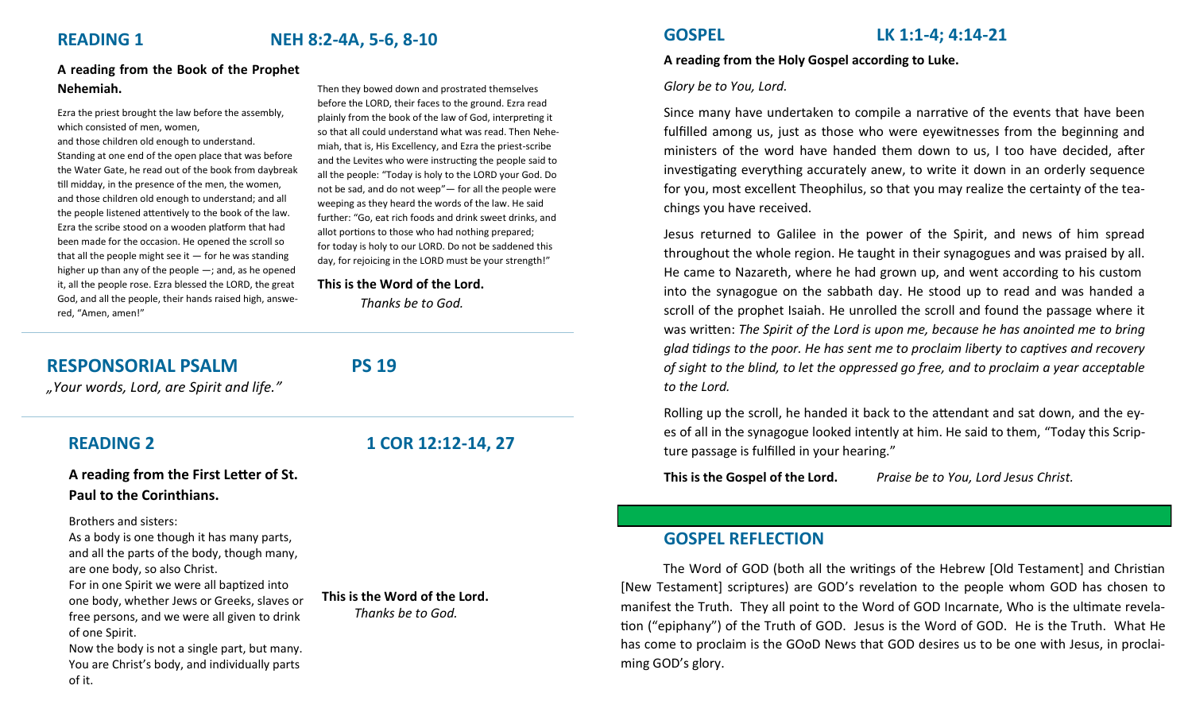## READING 1 NEH 8:2-4A, 5-6, 8-10

**A reading from the Book of the Prophet Nehemiah.**

Ezra the priest brought the law before the assembly, which consisted of men, women,
and those children old enough to understand.
Standing at one end of the open place that was before the Water Gate, he read out of the book from daybreak till midday, in the presence of the men, the women, and those children old enough to understand; and all the people listened attentively to the book of the law. Ezra the scribe stood on a wooden platform that had been made for the occasion. He opened the scroll so that all the people might see it — for he was standing higher up than any of the people —; and, as he opened it, all the people rose. Ezra blessed the LORD, the great God, and all the people, their hands raised high, answered, "Amen, amen!"

Then they bowed down and prostrated themselves before the LORD, their faces to the ground. Ezra read plainly from the book of the law of God, interpreting it so that all could understand what was read. Then Nehemiah, that is, His Excellency, and Ezra the priest-scribe and the Levites who were instructing the people said to all the people: "Today is holy to the LORD your God. Do not be sad, and do not weep"— for all the people were weeping as they heard the words of the law. He said further: "Go, eat rich foods and drink sweet drinks, and allot portions to those who had nothing prepared; for today is holy to our LORD. Do not be saddened this day, for rejoicing in the LORD must be your strength!"

**This is the Word of the Lord.**
*Thanks be to God.*

## RESPONSORIAL PSALM PS 19

*„Your words, Lord, are Spirit and life."*

## READING 2 1 COR 12:12-14, 27

**A reading from the First Letter of St. Paul to the Corinthians.**

Brothers and sisters:
As a body is one though it has many parts, and all the parts of the body, though many, are one body, so also Christ.
For in one Spirit we were all baptized into one body, whether Jews or Greeks, slaves or free persons, and we were all given to drink of one Spirit.
Now the body is not a single part, but many.
You are Christ's body, and individually parts of it.

**This is the Word of the Lord.**
*Thanks be to God.*

## GOSPEL LK 1:1-4; 4:14-21

**A reading from the Holy Gospel according to Luke.**

*Glory be to You, Lord.*

Since many have undertaken to compile a narrative of the events that have been fulfilled among us, just as those who were eyewitnesses from the beginning and ministers of the word have handed them down to us, I too have decided, after investigating everything accurately anew, to write it down in an orderly sequence for you, most excellent Theophilus, so that you may realize the certainty of the teachings you have received.

Jesus returned to Galilee in the power of the Spirit, and news of him spread throughout the whole region. He taught in their synagogues and was praised by all. He came to Nazareth, where he had grown up, and went according to his custom into the synagogue on the sabbath day. He stood up to read and was handed a scroll of the prophet Isaiah. He unrolled the scroll and found the passage where it was written: *The Spirit of the Lord is upon me, because he has anointed me to bring glad tidings to the poor. He has sent me to proclaim liberty to captives and recovery of sight to the blind, to let the oppressed go free, and to proclaim a year acceptable to the Lord.*

Rolling up the scroll, he handed it back to the attendant and sat down, and the eyes of all in the synagogue looked intently at him. He said to them, "Today this Scripture passage is fulfilled in your hearing."

**This is the Gospel of the Lord.** *Praise be to You, Lord Jesus Christ.*

## GOSPEL REFLECTION

The Word of GOD (both all the writings of the Hebrew [Old Testament] and Christian [New Testament] scriptures) are GOD's revelation to the people whom GOD has chosen to manifest the Truth. They all point to the Word of GOD Incarnate, Who is the ultimate revelation ("epiphany") of the Truth of GOD. Jesus is the Word of GOD. He is the Truth. What He has come to proclaim is the GOoD News that GOD desires us to be one with Jesus, in proclaiming GOD's glory.